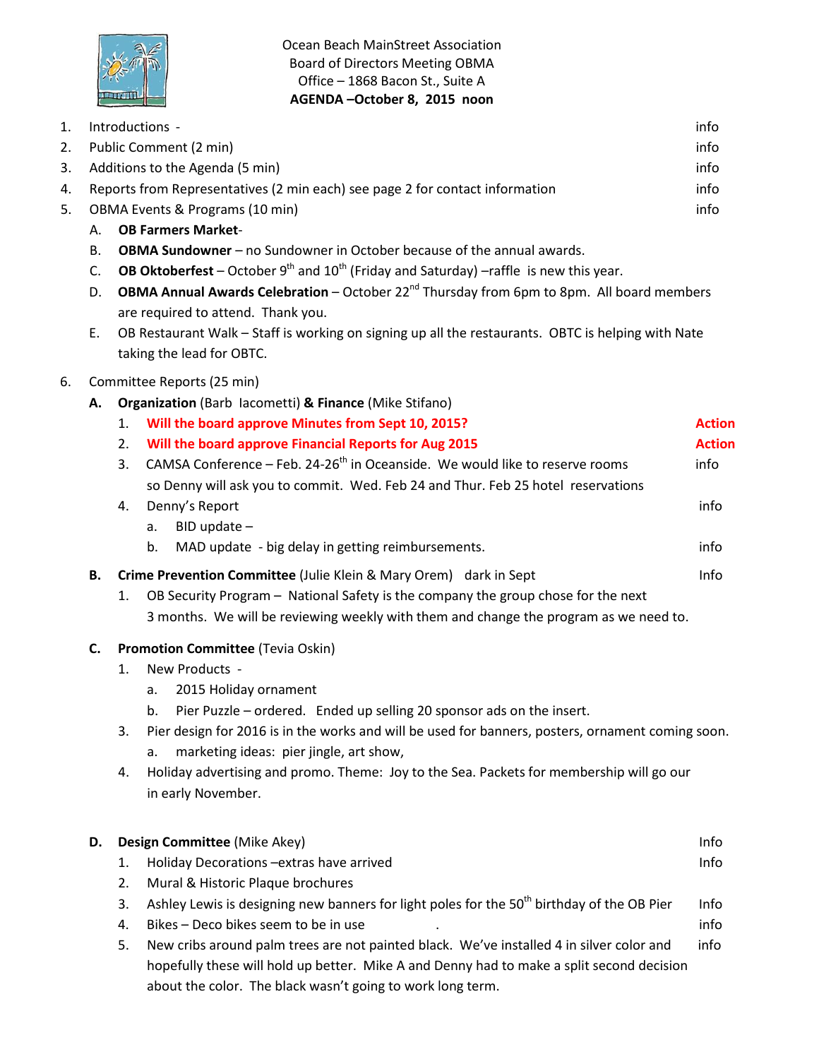Ocean Beach MainStreet Association
Board of Directors Meeting OBMA
Office – 1868 Bacon St., Suite A
**AGENDA –October 8, 2015 noon**

1. Introductions - info
2. Public Comment (2 min) info
3. Additions to the Agenda (5 min) info
4. Reports from Representatives (2 min each) see page 2 for contact information info
5. OBMA Events & Programs (10 min) info
   - A. **OB Farmers Market**-
   - B. **OBMA Sundowner** – no Sundowner in October because of the annual awards.
   - C. **OB Oktoberfest** – October 9th and 10th (Friday and Saturday) –raffle is new this year.
   - D. **OBMA Annual Awards Celebration** – October 22nd Thursday from 6pm to 8pm. All board members are required to attend. Thank you.
   - E. OB Restaurant Walk – Staff is working on signing up all the restaurants. OBTC is helping with Nate taking the lead for OBTC.
6. Committee Reports (25 min)
   - **A. Organization** (Barb Iacometti) **& Finance** (Mike Stifano)
     1. **Will the board approve Minutes from Sept 10, 2015?** **Action**
     2. **Will the board approve Financial Reports for Aug 2015** **Action**
     3. CAMSA Conference – Feb. 24-26th in Oceanside. We would like to reserve rooms so Denny will ask you to commit. Wed. Feb 24 and Thur. Feb 25 hotel reservations info
     4. Denny's Report info
        - a. BID update –
        - b. MAD update - big delay in getting reimbursements. info
   - **B. Crime Prevention Committee** (Julie Klein & Mary Orem) dark in Sept Info
     1. OB Security Program – National Safety is the company the group chose for the next 3 months. We will be reviewing weekly with them and change the program as we need to.
   - **C. Promotion Committee** (Tevia Oskin)
     1. New Products -
        - a. 2015 Holiday ornament
        - b. Pier Puzzle – ordered. Ended up selling 20 sponsor ads on the insert.
     3. Pier design for 2016 is in the works and will be used for banners, posters, ornament coming soon.
        - a. marketing ideas: pier jingle, art show,
     4. Holiday advertising and promo. Theme: Joy to the Sea. Packets for membership will go our in early November.
   - **D. Design Committee** (Mike Akey) Info
     1. Holiday Decorations –extras have arrived Info
     2. Mural & Historic Plaque brochures
     3. Ashley Lewis is designing new banners for light poles for the 50th birthday of the OB Pier Info
     4. Bikes – Deco bikes seem to be in use . info
     5. New cribs around palm trees are not painted black. We've installed 4 in silver color and hopefully these will hold up better. Mike A and Denny had to make a split second decision about the color. The black wasn't going to work long term. info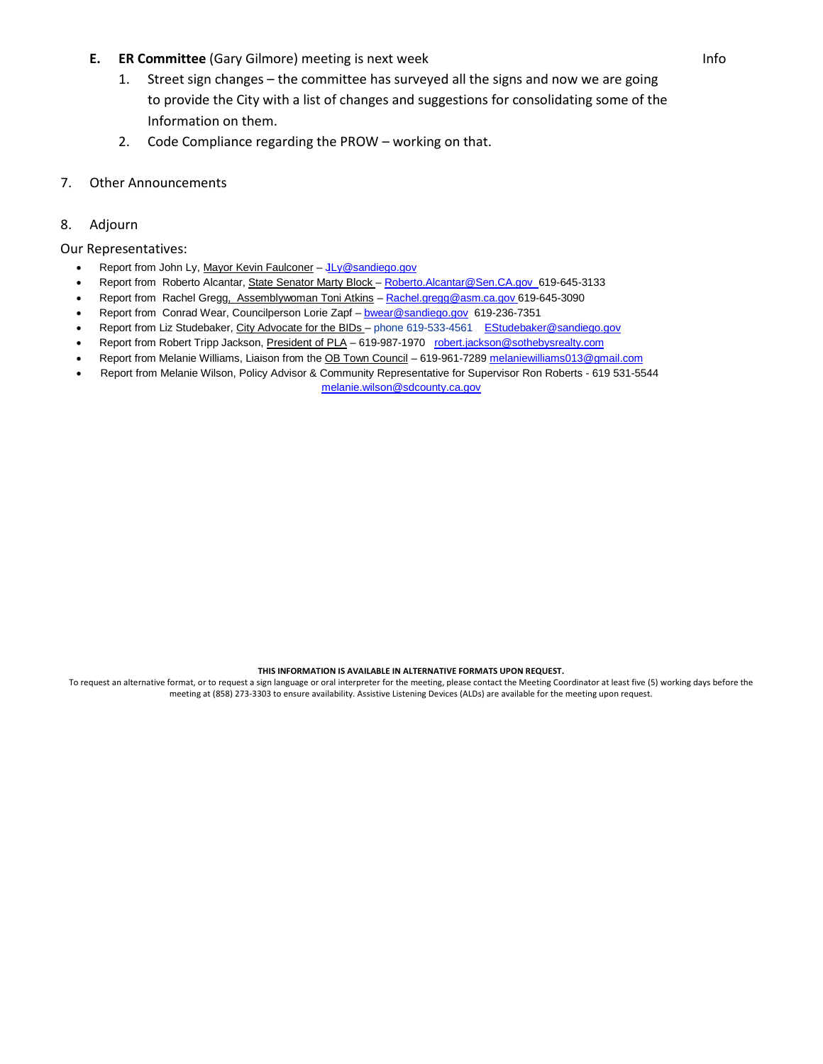**E.** **ER Committee** (Gary Gilmore) meeting is next week Info

1. Street sign changes – the committee has surveyed all the signs and now we are going to provide the City with a list of changes and suggestions for consolidating some of the Information on them.
2. Code Compliance regarding the PROW – working on that.

7. Other Announcements

8. Adjourn

Our Representatives:

- Report from John Ly, Mayor Kevin Faulconer – JLy@sandiego.gov
- Report from Roberto Alcantar, State Senator Marty Block – Roberto.Alcantar@Sen.CA.gov 619-645-3133
- Report from Rachel Gregg, Assemblywoman Toni Atkins – Rachel.gregg@asm.ca.gov 619-645-3090
- Report from Conrad Wear, Councilperson Lorie Zapf – bwear@sandiego.gov 619-236-7351
- Report from Liz Studebaker, City Advocate for the BIDs – phone 619-533-4561 EStudebaker@sandiego.gov
- Report from Robert Tripp Jackson, President of PLA – 619-987-1970 robert.jackson@sothebysrealty.com
- Report from Melanie Williams, Liaison from the OB Town Council – 619-961-7289 melaniewilliams013@gmail.com
- Report from Melanie Wilson, Policy Advisor & Community Representative for Supervisor Ron Roberts - 619 531-5544 melanie.wilson@sdcounty.ca.gov

**THIS INFORMATION IS AVAILABLE IN ALTERNATIVE FORMATS UPON REQUEST.**

To request an alternative format, or to request a sign language or oral interpreter for the meeting, please contact the Meeting Coordinator at least five (5) working days before the meeting at (858) 273-3303 to ensure availability. Assistive Listening Devices (ALDs) are available for the meeting upon request.